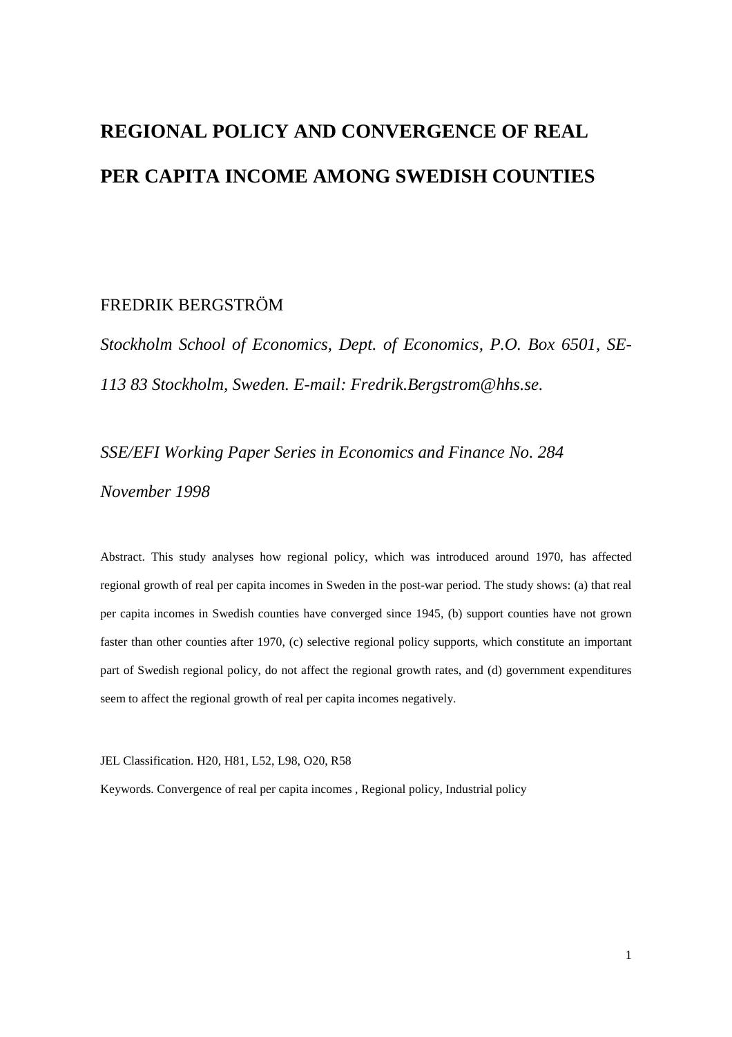# REGIONAL POLICY AND CONVERGENCE OF REAL PER CAPITA INCOME AMONG SWEDISH COUNTIES

FREDRIK BERGSTRÖM

*Stockholm School of Economics, Dept. of Economics, P.O. Box 6501, SE-113 83 Stockholm, Sweden. E-mail: Fredrik.Bergstrom@hhs.se.*

*SSE/EFI Working Paper Series in Economics and Finance No. 284*

*November 1998*

Abstract. This study analyses how regional policy, which was introduced around 1970, has affected regional growth of real per capita incomes in Sweden in the post-war period. The study shows: (a) that real per capita incomes in Swedish counties have converged since 1945, (b) support counties have not grown faster than other counties after 1970, (c) selective regional policy supports, which constitute an important part of Swedish regional policy, do not affect the regional growth rates, and (d) government expenditures seem to affect the regional growth of real per capita incomes negatively.

JEL Classification. H20, H81, L52, L98, O20, R58

Keywords. Convergence of real per capita incomes , Regional policy, Industrial policy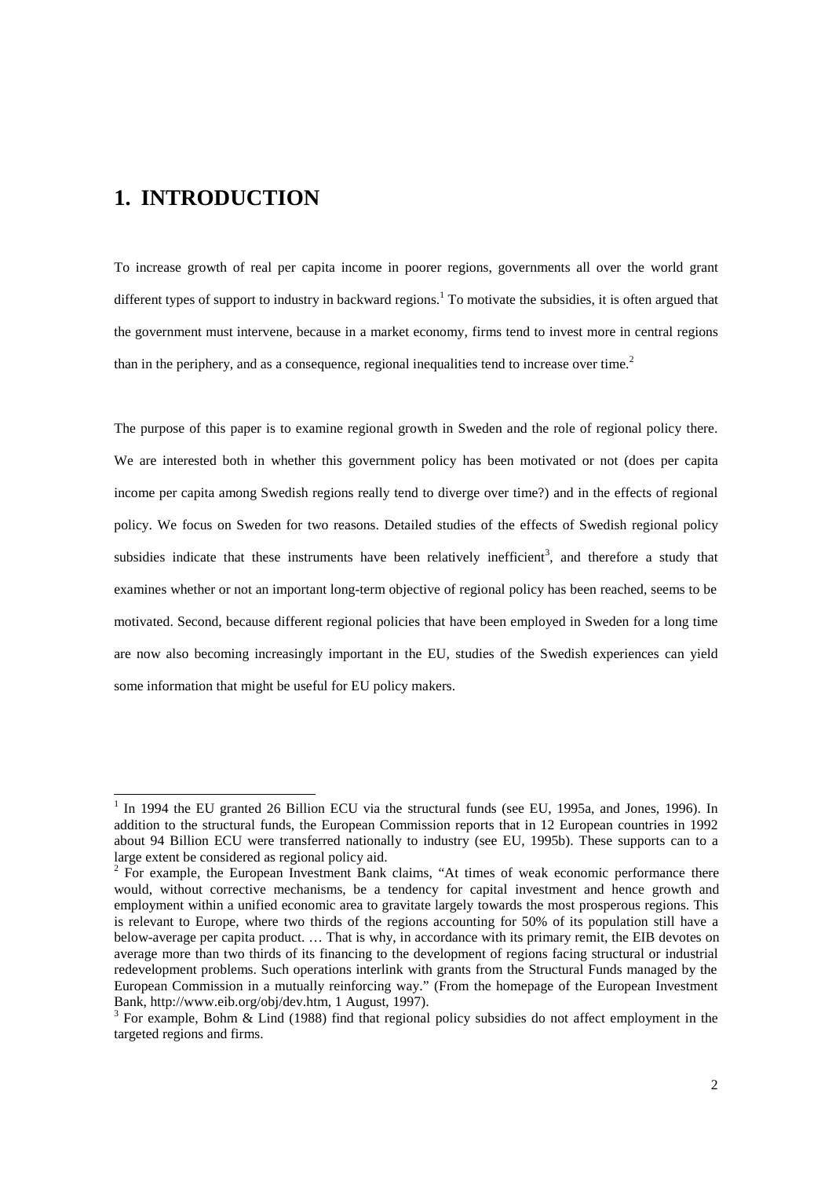# 1. INTRODUCTION

To increase growth of real per capita income in poorer regions, governments all over the world grant different types of support to industry in backward regions.[1] To motivate the subsidies, it is often argued that the government must intervene, because in a market economy, firms tend to invest more in central regions than in the periphery, and as a consequence, regional inequalities tend to increase over time.[2]

The purpose of this paper is to examine regional growth in Sweden and the role of regional policy there. We are interested both in whether this government policy has been motivated or not (does per capita income per capita among Swedish regions really tend to diverge over time?) and in the effects of regional policy. We focus on Sweden for two reasons. Detailed studies of the effects of Swedish regional policy subsidies indicate that these instruments have been relatively inefficient[3], and therefore a study that examines whether or not an important long-term objective of regional policy has been reached, seems to be motivated. Second, because different regional policies that have been employed in Sweden for a long time are now also becoming increasingly important in the EU, studies of the Swedish experiences can yield some information that might be useful for EU policy makers.

---

[1] In 1994 the EU granted 26 Billion ECU via the structural funds (see EU, 1995a, and Jones, 1996). In addition to the structural funds, the European Commission reports that in 12 European countries in 1992 about 94 Billion ECU were transferred nationally to industry (see EU, 1995b). These supports can to a large extent be considered as regional policy aid.

[2] For example, the European Investment Bank claims, "At times of weak economic performance there would, without corrective mechanisms, be a tendency for capital investment and hence growth and employment within a unified economic area to gravitate largely towards the most prosperous regions. This is relevant to Europe, where two thirds of the regions accounting for 50% of its population still have a below-average per capita product. … That is why, in accordance with its primary remit, the EIB devotes on average more than two thirds of its financing to the development of regions facing structural or industrial redevelopment problems. Such operations interlink with grants from the Structural Funds managed by the European Commission in a mutually reinforcing way." (From the homepage of the European Investment Bank, http://www.eib.org/obj/dev.htm, 1 August, 1997).

[3] For example, Bohm & Lind (1988) find that regional policy subsidies do not affect employment in the targeted regions and firms.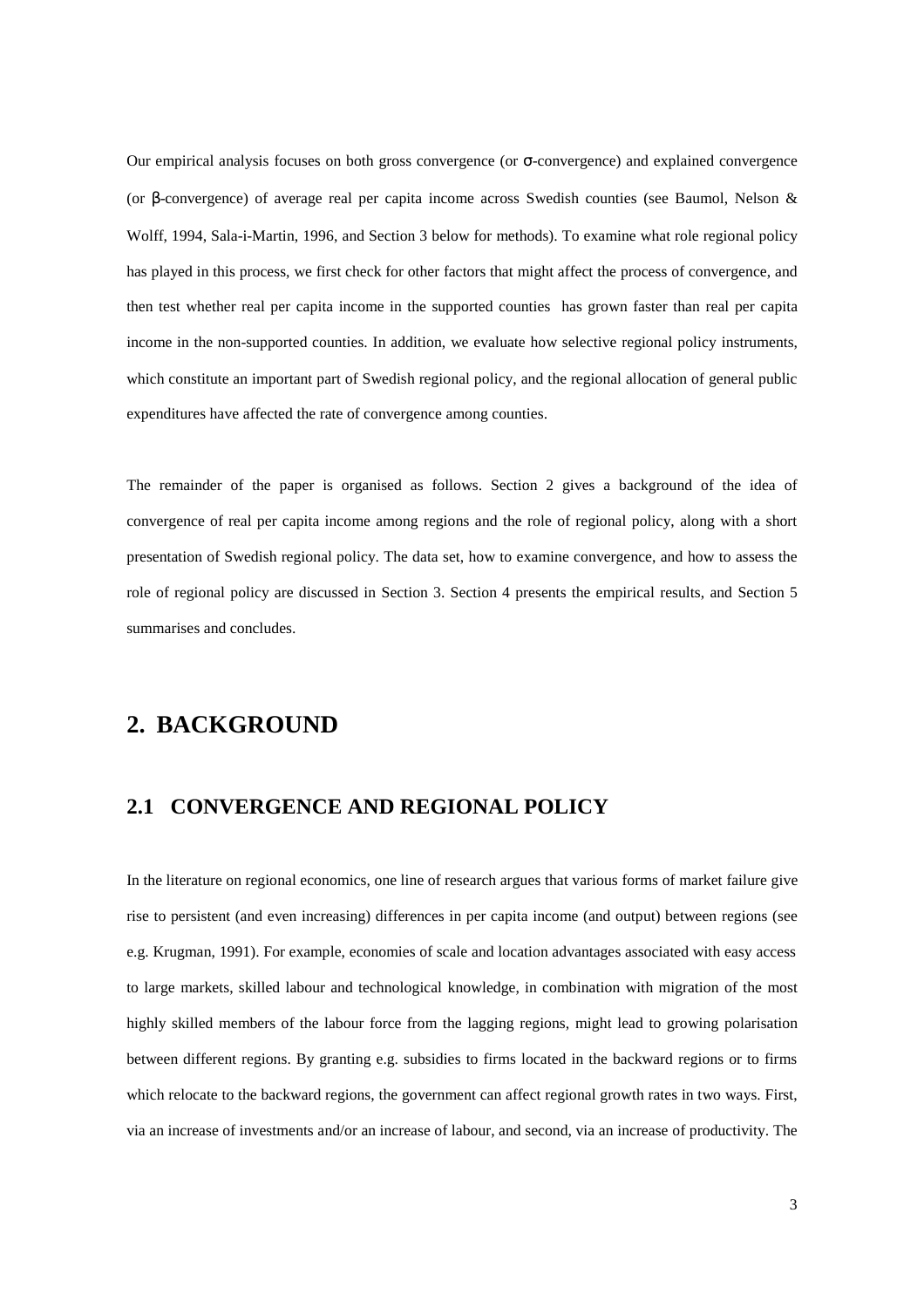Our empirical analysis focuses on both gross convergence (or $\sigma$-convergence) and explained convergence (or $\beta$-convergence) of average real per capita income across Swedish counties (see Baumol, Nelson & Wolff, 1994, Sala-i-Martin, 1996, and Section 3 below for methods). To examine what role regional policy has played in this process, we first check for other factors that might affect the process of convergence, and then test whether real per capita income in the supported counties has grown faster than real per capita income in the non-supported counties. In addition, we evaluate how selective regional policy instruments, which constitute an important part of Swedish regional policy, and the regional allocation of general public expenditures have affected the rate of convergence among counties.

The remainder of the paper is organised as follows. Section 2 gives a background of the idea of convergence of real per capita income among regions and the role of regional policy, along with a short presentation of Swedish regional policy. The data set, how to examine convergence, and how to assess the role of regional policy are discussed in Section 3. Section 4 presents the empirical results, and Section 5 summarises and concludes.

# 2. BACKGROUND

## 2.1 CONVERGENCE AND REGIONAL POLICY

In the literature on regional economics, one line of research argues that various forms of market failure give rise to persistent (and even increasing) differences in per capita income (and output) between regions (see e.g. Krugman, 1991). For example, economies of scale and location advantages associated with easy access to large markets, skilled labour and technological knowledge, in combination with migration of the most highly skilled members of the labour force from the lagging regions, might lead to growing polarisation between different regions. By granting e.g. subsidies to firms located in the backward regions or to firms which relocate to the backward regions, the government can affect regional growth rates in two ways. First, via an increase of investments and/or an increase of labour, and second, via an increase of productivity. The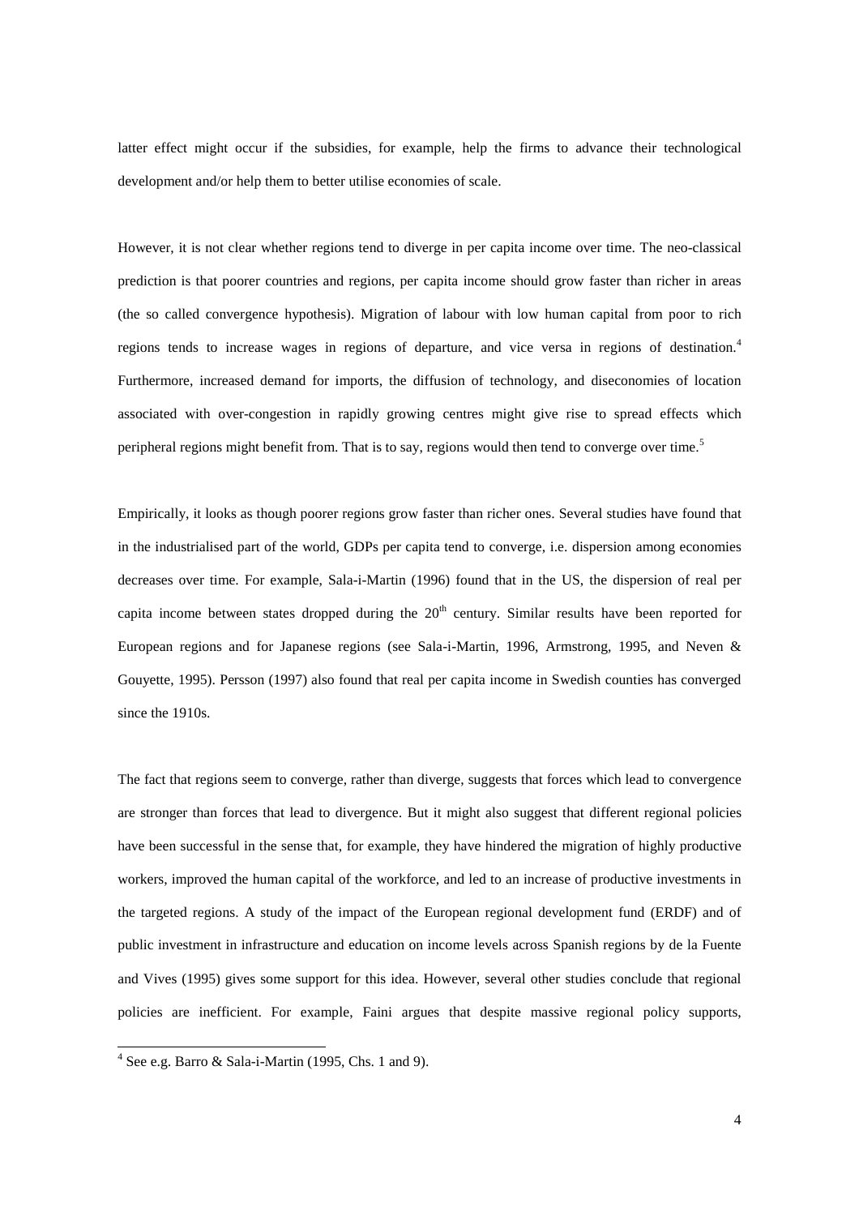latter effect might occur if the subsidies, for example, help the firms to advance their technological development and/or help them to better utilise economies of scale.

However, it is not clear whether regions tend to diverge in per capita income over time. The neo-classical prediction is that poorer countries and regions, per capita income should grow faster than richer in areas (the so called convergence hypothesis). Migration of labour with low human capital from poor to rich regions tends to increase wages in regions of departure, and vice versa in regions of destination.[4] Furthermore, increased demand for imports, the diffusion of technology, and diseconomies of location associated with over-congestion in rapidly growing centres might give rise to spread effects which peripheral regions might benefit from. That is to say, regions would then tend to converge over time.[5]

Empirically, it looks as though poorer regions grow faster than richer ones. Several studies have found that in the industrialised part of the world, GDPs per capita tend to converge, i.e. dispersion among economies decreases over time. For example, Sala-i-Martin (1996) found that in the US, the dispersion of real per capita income between states dropped during the 20th century. Similar results have been reported for European regions and for Japanese regions (see Sala-i-Martin, 1996, Armstrong, 1995, and Neven & Gouyette, 1995). Persson (1997) also found that real per capita income in Swedish counties has converged since the 1910s.

The fact that regions seem to converge, rather than diverge, suggests that forces which lead to convergence are stronger than forces that lead to divergence. But it might also suggest that different regional policies have been successful in the sense that, for example, they have hindered the migration of highly productive workers, improved the human capital of the workforce, and led to an increase of productive investments in the targeted regions. A study of the impact of the European regional development fund (ERDF) and of public investment in infrastructure and education on income levels across Spanish regions by de la Fuente and Vives (1995) gives some support for this idea. However, several other studies conclude that regional policies are inefficient. For example, Faini argues that despite massive regional policy supports,

---

[4] See e.g. Barro & Sala-i-Martin (1995, Chs. 1 and 9).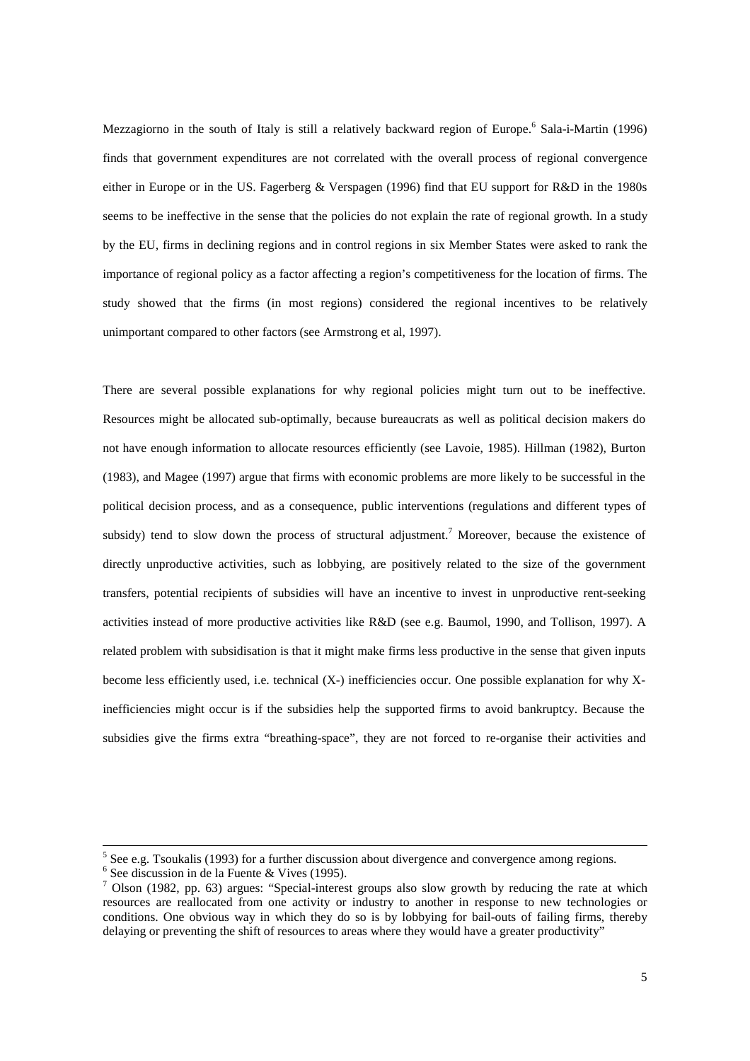Mezzagiorno in the south of Italy is still a relatively backward region of Europe.[6] Sala-i-Martin (1996) finds that government expenditures are not correlated with the overall process of regional convergence either in Europe or in the US. Fagerberg & Verspagen (1996) find that EU support for R&D in the 1980s seems to be ineffective in the sense that the policies do not explain the rate of regional growth. In a study by the EU, firms in declining regions and in control regions in six Member States were asked to rank the importance of regional policy as a factor affecting a region's competitiveness for the location of firms. The study showed that the firms (in most regions) considered the regional incentives to be relatively unimportant compared to other factors (see Armstrong et al, 1997).

There are several possible explanations for why regional policies might turn out to be ineffective. Resources might be allocated sub-optimally, because bureaucrats as well as political decision makers do not have enough information to allocate resources efficiently (see Lavoie, 1985). Hillman (1982), Burton (1983), and Magee (1997) argue that firms with economic problems are more likely to be successful in the political decision process, and as a consequence, public interventions (regulations and different types of subsidy) tend to slow down the process of structural adjustment.[7] Moreover, because the existence of directly unproductive activities, such as lobbying, are positively related to the size of the government transfers, potential recipients of subsidies will have an incentive to invest in unproductive rent-seeking activities instead of more productive activities like R&D (see e.g. Baumol, 1990, and Tollison, 1997). A related problem with subsidisation is that it might make firms less productive in the sense that given inputs become less efficiently used, i.e. technical (X-) inefficiencies occur. One possible explanation for why X-inefficiencies might occur is if the subsidies help the supported firms to avoid bankruptcy. Because the subsidies give the firms extra "breathing-space", they are not forced to re-organise their activities and

---

[5] See e.g. Tsoukalis (1993) for a further discussion about divergence and convergence among regions.

[6] See discussion in de la Fuente & Vives (1995).

[7] Olson (1982, pp. 63) argues: "Special-interest groups also slow growth by reducing the rate at which resources are reallocated from one activity or industry to another in response to new technologies or conditions. One obvious way in which they do so is by lobbying for bail-outs of failing firms, thereby delaying or preventing the shift of resources to areas where they would have a greater productivity"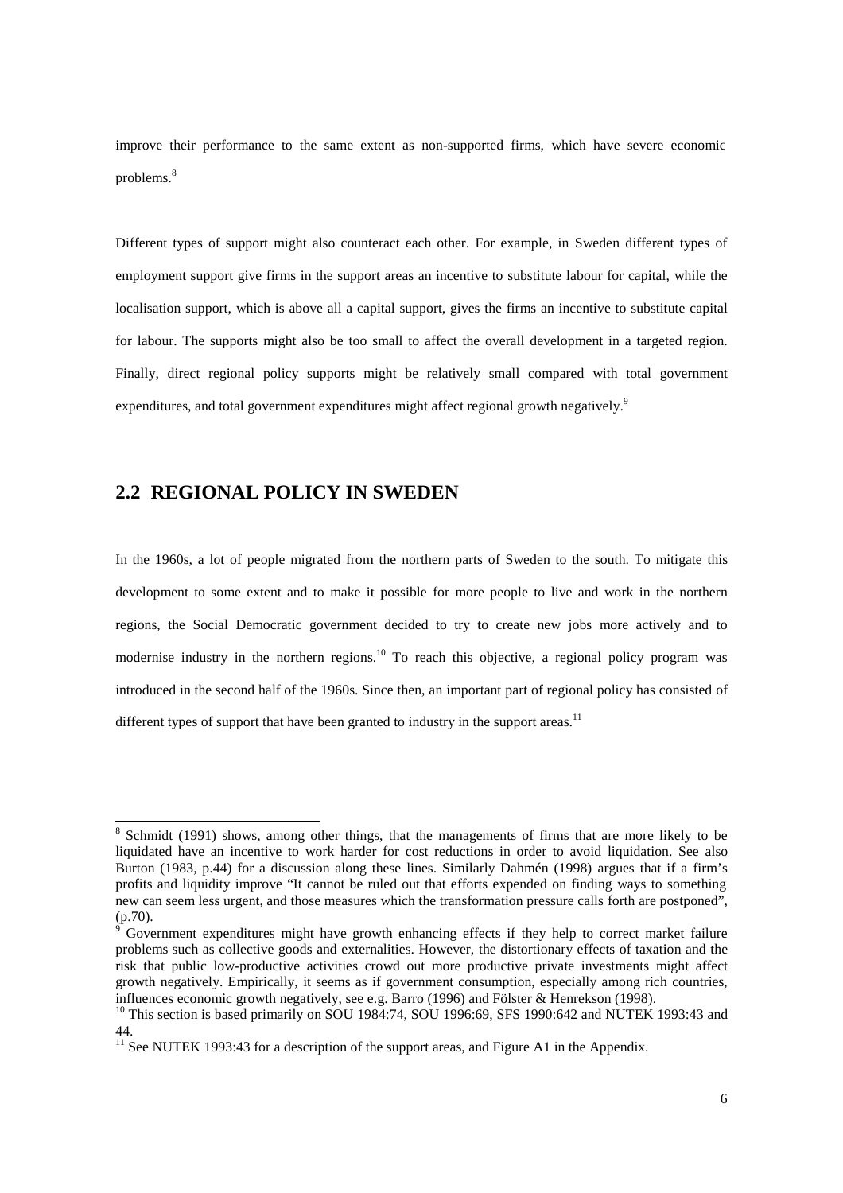improve their performance to the same extent as non-supported firms, which have severe economic problems.[8]

Different types of support might also counteract each other. For example, in Sweden different types of employment support give firms in the support areas an incentive to substitute labour for capital, while the localisation support, which is above all a capital support, gives the firms an incentive to substitute capital for labour. The supports might also be too small to affect the overall development in a targeted region. Finally, direct regional policy supports might be relatively small compared with total government expenditures, and total government expenditures might affect regional growth negatively.[9]

## 2.2 REGIONAL POLICY IN SWEDEN

In the 1960s, a lot of people migrated from the northern parts of Sweden to the south. To mitigate this development to some extent and to make it possible for more people to live and work in the northern regions, the Social Democratic government decided to try to create new jobs more actively and to modernise industry in the northern regions.[10] To reach this objective, a regional policy program was introduced in the second half of the 1960s. Since then, an important part of regional policy has consisted of different types of support that have been granted to industry in the support areas.[11]

---

[8] Schmidt (1991) shows, among other things, that the managements of firms that are more likely to be liquidated have an incentive to work harder for cost reductions in order to avoid liquidation. See also Burton (1983, p.44) for a discussion along these lines. Similarly Dahmén (1998) argues that if a firm's profits and liquidity improve "It cannot be ruled out that efforts expended on finding ways to something new can seem less urgent, and those measures which the transformation pressure calls forth are postponed", (p.70).

[9] Government expenditures might have growth enhancing effects if they help to correct market failure problems such as collective goods and externalities. However, the distortionary effects of taxation and the risk that public low-productive activities crowd out more productive private investments might affect growth negatively. Empirically, it seems as if government consumption, especially among rich countries, influences economic growth negatively, see e.g. Barro (1996) and Fölster & Henrekson (1998).

[10] This section is based primarily on SOU 1984:74, SOU 1996:69, SFS 1990:642 and NUTEK 1993:43 and 44.

[11] See NUTEK 1993:43 for a description of the support areas, and Figure A1 in the Appendix.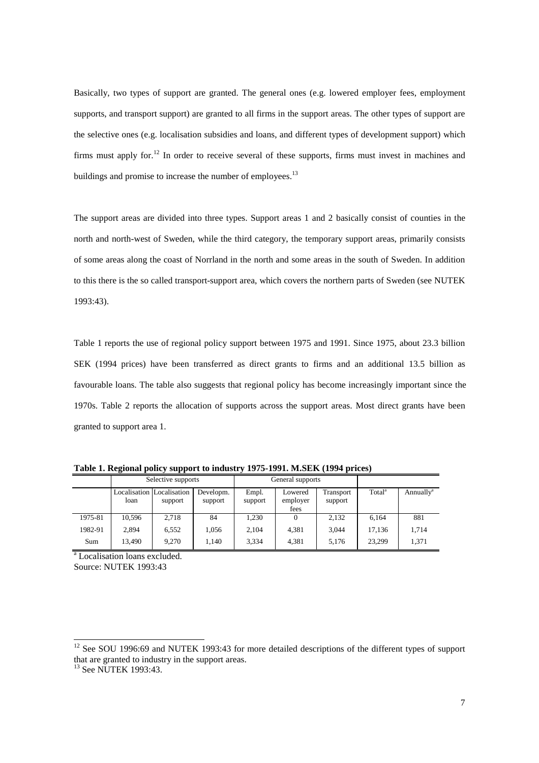Basically, two types of support are granted. The general ones (e.g. lowered employer fees, employment supports, and transport support) are granted to all firms in the support areas. The other types of support are the selective ones (e.g. localisation subsidies and loans, and different types of development support) which firms must apply for.[12] In order to receive several of these supports, firms must invest in machines and buildings and promise to increase the number of employees.[13]

The support areas are divided into three types. Support areas 1 and 2 basically consist of counties in the north and north-west of Sweden, while the third category, the temporary support areas, primarily consists of some areas along the coast of Norrland in the north and some areas in the south of Sweden. In addition to this there is the so called transport-support area, which covers the northern parts of Sweden (see NUTEK 1993:43).

Table 1 reports the use of regional policy support between 1975 and 1991. Since 1975, about 23.3 billion SEK (1994 prices) have been transferred as direct grants to firms and an additional 13.5 billion as favourable loans. The table also suggests that regional policy has become increasingly important since the 1970s. Table 2 reports the allocation of supports across the support areas. Most direct grants have been granted to support area 1.

**Table 1. Regional policy support to industry 1975-1991. M.SEK (1994 prices)**

| | Selective supports | | | General supports | | | | |
|---|---|---|---|---|---|---|---|---|
| | Localisation loan | Localisation support | Developm. support | Empl. support | Lowered employer fees | Transport support | Total[a] | Annually[a] |
| 1975-81 | 10,596 | 2,718 | 84 | 1,230 | 0 | 2,132 | 6,164 | 881 |
| 1982-91 | 2,894 | 6,552 | 1,056 | 2,104 | 4,381 | 3,044 | 17,136 | 1,714 |
| Sum | 13,490 | 9,270 | 1,140 | 3,334 | 4,381 | 5,176 | 23,299 | 1,371 |

[a] Localisation loans excluded.
Source: NUTEK 1993:43

[12] See SOU 1996:69 and NUTEK 1993:43 for more detailed descriptions of the different types of support that are granted to industry in the support areas.

[13] See NUTEK 1993:43.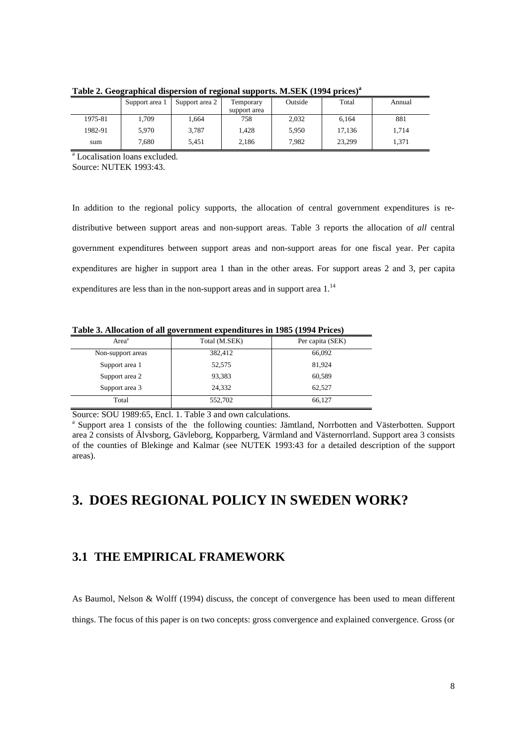**Table 2. Geographical dispersion of regional supports. M.SEK (1994 prices)[a]**

| | Support area 1 | Support area 2 | Temporary support area | Outside | Total | Annual |
|---|---|---|---|---|---|---|
| 1975-81 | 1,709 | 1,664 | 758 | 2,032 | 6,164 | 881 |
| 1982-91 | 5,970 | 3,787 | 1,428 | 5,950 | 17,136 | 1,714 |
| sum | 7,680 | 5,451 | 2,186 | 7,982 | 23,299 | 1,371 |

[a] Localisation loans excluded.
Source: NUTEK 1993:43.

In addition to the regional policy supports, the allocation of central government expenditures is re-distributive between support areas and non-support areas. Table 3 reports the allocation of *all* central government expenditures between support areas and non-support areas for one fiscal year. Per capita expenditures are higher in support area 1 than in the other areas. For support areas 2 and 3, per capita expenditures are less than in the non-support areas and in support area 1.[14]

**Table 3. Allocation of all government expenditures in 1985 (1994 Prices)**

| Area[a] | Total (M.SEK) | Per capita (SEK) |
|---|---|---|
| Non-support areas | 382,412 | 66,092 |
| Support area 1 | 52,575 | 81,924 |
| Support area 2 | 93,383 | 60,589 |
| Support area 3 | 24,332 | 62,527 |
| Total | 552,702 | 66,127 |

Source: SOU 1989:65, Encl. 1. Table 3 and own calculations.
[a] Support area 1 consists of the the following counties: Jämtland, Norrbotten and Västerbotten. Support area 2 consists of Älvsborg, Gävleborg, Kopparberg, Värmland and Västernorrland. Support area 3 consists of the counties of Blekinge and Kalmar (see NUTEK 1993:43 for a detailed description of the support areas).

# 3. DOES REGIONAL POLICY IN SWEDEN WORK?

## 3.1 THE EMPIRICAL FRAMEWORK

As Baumol, Nelson & Wolff (1994) discuss, the concept of convergence has been used to mean different things. The focus of this paper is on two concepts: gross convergence and explained convergence. Gross (or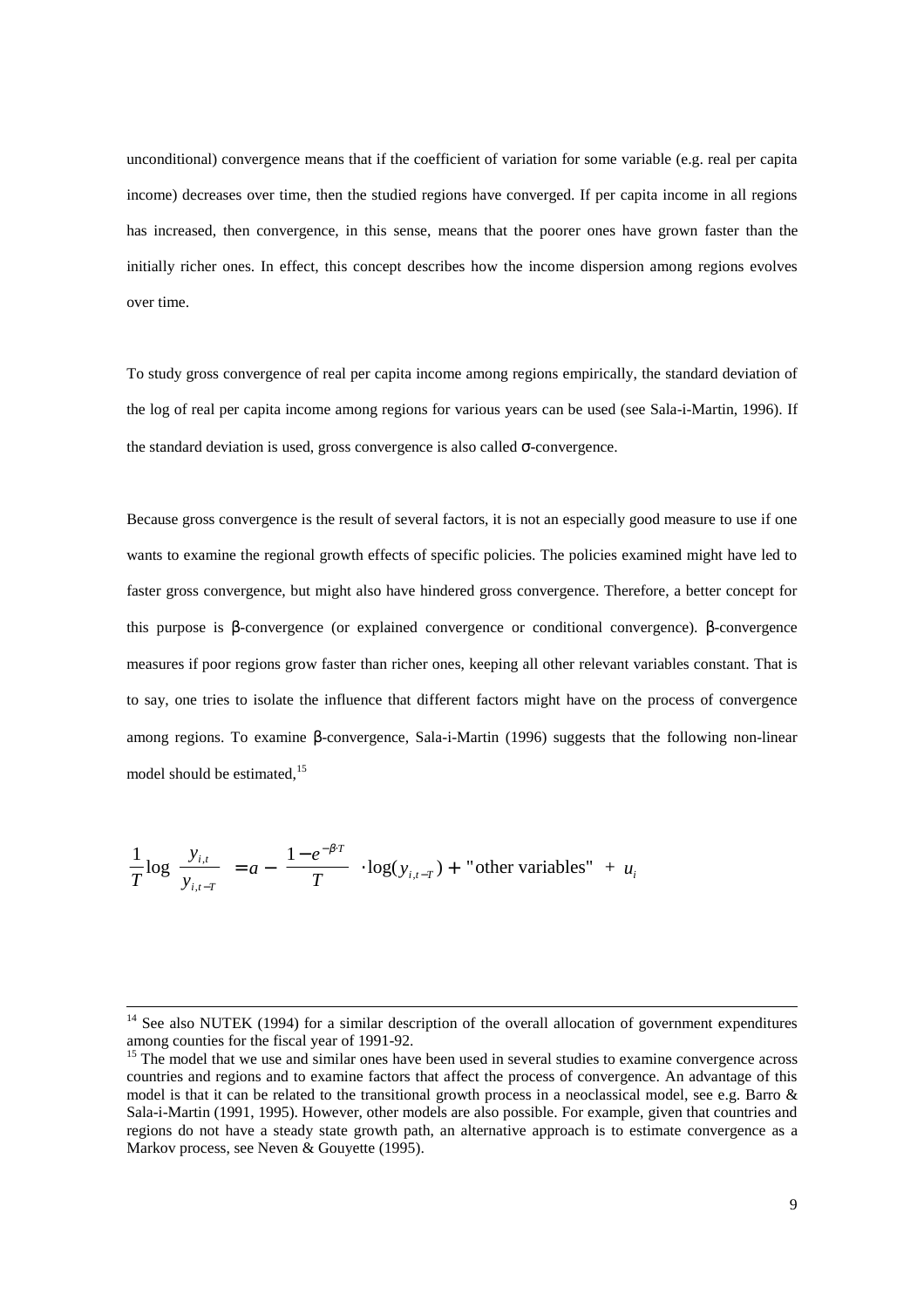unconditional) convergence means that if the coefficient of variation for some variable (e.g. real per capita income) decreases over time, then the studied regions have converged. If per capita income in all regions has increased, then convergence, in this sense, means that the poorer ones have grown faster than the initially richer ones. In effect, this concept describes how the income dispersion among regions evolves over time.

To study gross convergence of real per capita income among regions empirically, the standard deviation of the log of real per capita income among regions for various years can be used (see Sala-i-Martin, 1996). If the standard deviation is used, gross convergence is also called σ-convergence.

Because gross convergence is the result of several factors, it is not an especially good measure to use if one wants to examine the regional growth effects of specific policies. The policies examined might have led to faster gross convergence, but might also have hindered gross convergence. Therefore, a better concept for this purpose is β-convergence (or explained convergence or conditional convergence). β-convergence measures if poor regions grow faster than richer ones, keeping all other relevant variables constant. That is to say, one tries to isolate the influence that different factors might have on the process of convergence among regions. To examine β-convergence, Sala-i-Martin (1996) suggests that the following non-linear model should be estimated,[15]

$$\frac{1}{T}\log\left(\frac{y_{i,t}}{y_{i,t-T}}\right) = a - \left(\frac{1-e^{-\beta\cdot T}}{T}\right)\cdot\log(y_{i,t-T}) + \text{"other variables"} + u_i$$

---

[14] See also NUTEK (1994) for a similar description of the overall allocation of government expenditures among counties for the fiscal year of 1991-92.

[15] The model that we use and similar ones have been used in several studies to examine convergence across countries and regions and to examine factors that affect the process of convergence. An advantage of this model is that it can be related to the transitional growth process in a neoclassical model, see e.g. Barro & Sala-i-Martin (1991, 1995). However, other models are also possible. For example, given that countries and regions do not have a steady state growth path, an alternative approach is to estimate convergence as a Markov process, see Neven & Gouyette (1995).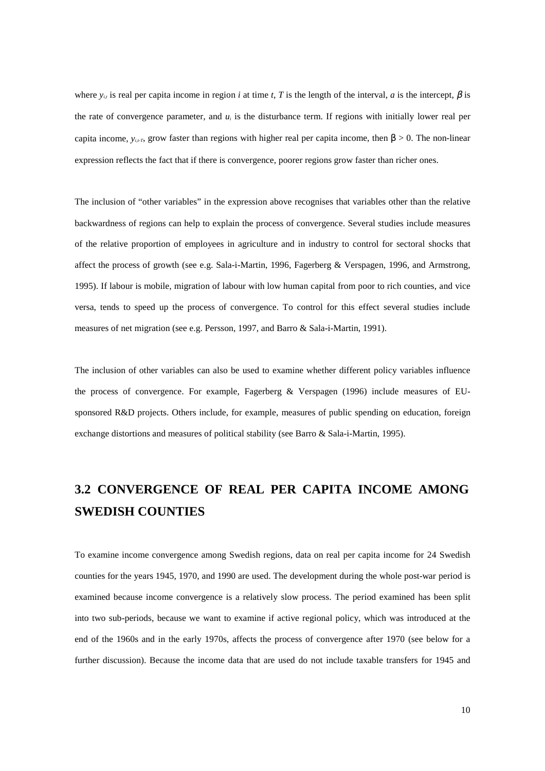where $y_{i,t}$ is real per capita income in region $i$ at time $t$, $T$ is the length of the interval, $a$ is the intercept, $\beta$ is the rate of convergence parameter, and $u_i$ is the disturbance term. If regions with initially lower real per capita income, $y_{i,t-T}$, grow faster than regions with higher real per capita income, then $\beta > 0$. The non-linear expression reflects the fact that if there is convergence, poorer regions grow faster than richer ones.

The inclusion of "other variables" in the expression above recognises that variables other than the relative backwardness of regions can help to explain the process of convergence. Several studies include measures of the relative proportion of employees in agriculture and in industry to control for sectoral shocks that affect the process of growth (see e.g. Sala-i-Martin, 1996, Fagerberg & Verspagen, 1996, and Armstrong, 1995). If labour is mobile, migration of labour with low human capital from poor to rich counties, and vice versa, tends to speed up the process of convergence. To control for this effect several studies include measures of net migration (see e.g. Persson, 1997, and Barro & Sala-i-Martin, 1991).

The inclusion of other variables can also be used to examine whether different policy variables influence the process of convergence. For example, Fagerberg & Verspagen (1996) include measures of EU-sponsored R&D projects. Others include, for example, measures of public spending on education, foreign exchange distortions and measures of political stability (see Barro & Sala-i-Martin, 1995).

## 3.2 CONVERGENCE OF REAL PER CAPITA INCOME AMONG SWEDISH COUNTIES

To examine income convergence among Swedish regions, data on real per capita income for 24 Swedish counties for the years 1945, 1970, and 1990 are used. The development during the whole post-war period is examined because income convergence is a relatively slow process. The period examined has been split into two sub-periods, because we want to examine if active regional policy, which was introduced at the end of the 1960s and in the early 1970s, affects the process of convergence after 1970 (see below for a further discussion). Because the income data that are used do not include taxable transfers for 1945 and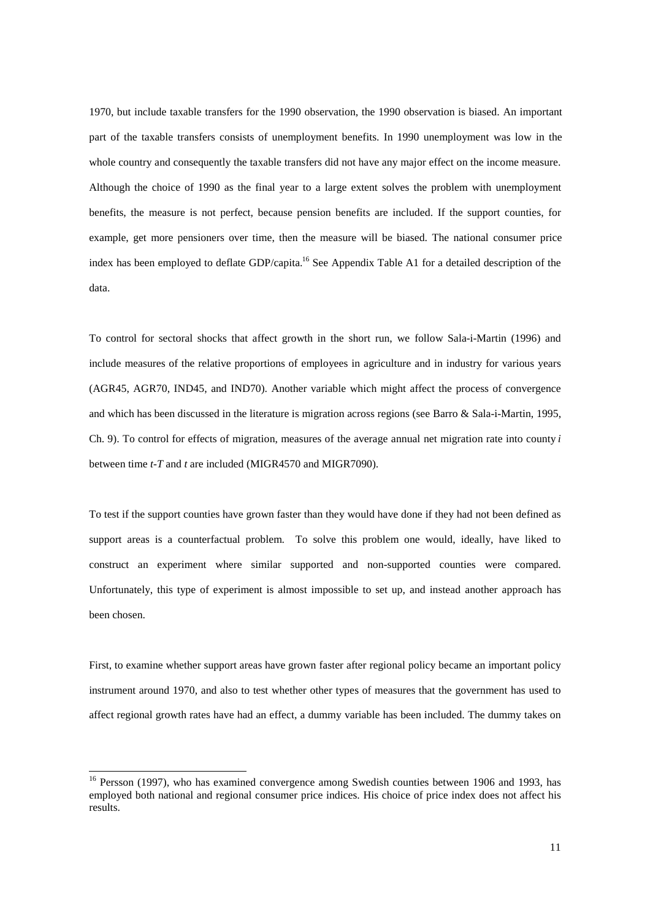1970, but include taxable transfers for the 1990 observation, the 1990 observation is biased. An important part of the taxable transfers consists of unemployment benefits. In 1990 unemployment was low in the whole country and consequently the taxable transfers did not have any major effect on the income measure. Although the choice of 1990 as the final year to a large extent solves the problem with unemployment benefits, the measure is not perfect, because pension benefits are included. If the support counties, for example, get more pensioners over time, then the measure will be biased. The national consumer price index has been employed to deflate GDP/capita.[16] See Appendix Table A1 for a detailed description of the data.

To control for sectoral shocks that affect growth in the short run, we follow Sala-i-Martin (1996) and include measures of the relative proportions of employees in agriculture and in industry for various years (AGR45, AGR70, IND45, and IND70). Another variable which might affect the process of convergence and which has been discussed in the literature is migration across regions (see Barro & Sala-i-Martin, 1995, Ch. 9). To control for effects of migration, measures of the average annual net migration rate into county $i$ between time $t$-$T$ and $t$ are included (MIGR4570 and MIGR7090).

To test if the support counties have grown faster than they would have done if they had not been defined as support areas is a counterfactual problem. To solve this problem one would, ideally, have liked to construct an experiment where similar supported and non-supported counties were compared. Unfortunately, this type of experiment is almost impossible to set up, and instead another approach has been chosen.

First, to examine whether support areas have grown faster after regional policy became an important policy instrument around 1970, and also to test whether other types of measures that the government has used to affect regional growth rates have had an effect, a dummy variable has been included. The dummy takes on

[16] Persson (1997), who has examined convergence among Swedish counties between 1906 and 1993, has employed both national and regional consumer price indices. His choice of price index does not affect his results.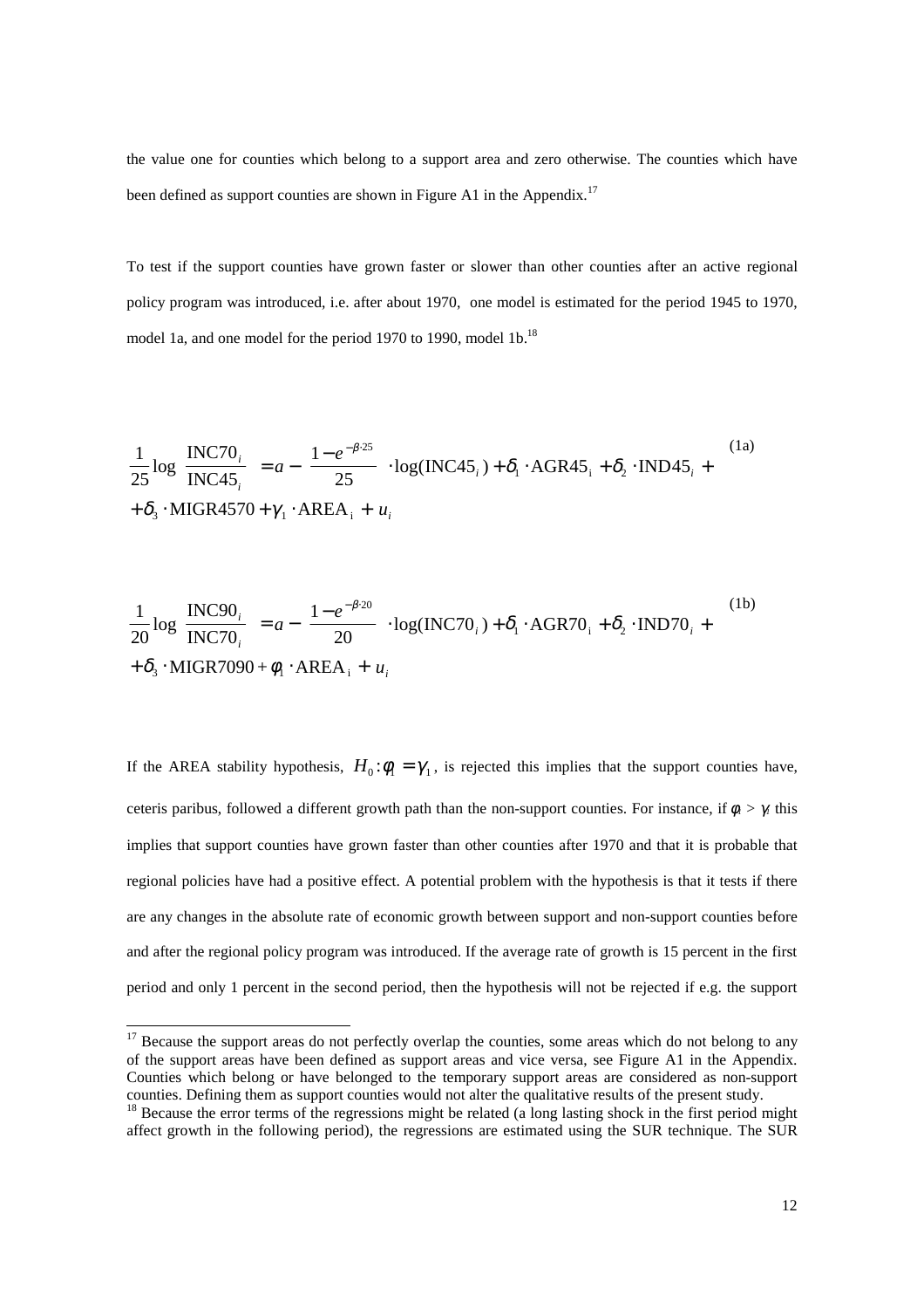the value one for counties which belong to a support area and zero otherwise. The counties which have been defined as support counties are shown in Figure A1 in the Appendix.[17]

To test if the support counties have grown faster or slower than other counties after an active regional policy program was introduced, i.e. after about 1970, one model is estimated for the period 1945 to 1970, model 1a, and one model for the period 1970 to 1990, model 1b.[18]

$$\frac{1}{25}\log\left(\frac{\text{INC70}_i}{\text{INC45}_i}\right) = a - \left(\frac{1-e^{-\beta\cdot 25}}{25}\right)\cdot\log(\text{INC45}_i) + \delta_1\cdot\text{AGR45}_i + \delta_2\cdot\text{IND45}_i + \\ +\delta_3\cdot\text{MIGR4570} + \gamma_1\cdot\text{AREA}_i + u_i \tag{1a}$$

$$\frac{1}{20}\log\left(\frac{\text{INC90}_i}{\text{INC70}_i}\right) = a - \left(\frac{1-e^{-\beta\cdot 20}}{20}\right)\cdot\log(\text{INC70}_i) + \delta_1\cdot\text{AGR70}_i + \delta_2\cdot\text{IND70}_i + \\ +\delta_3\cdot\text{MIGR7090} + \phi_1\cdot\text{AREA}_i + u_i \tag{1b}$$

If the AREA stability hypothesis, $H_0 : \phi_1 = \gamma_1$, is rejected this implies that the support counties have, ceteris paribus, followed a different growth path than the non-support counties. For instance, if $\phi_1 > \gamma_1$ this implies that support counties have grown faster than other counties after 1970 and that it is probable that regional policies have had a positive effect. A potential problem with the hypothesis is that it tests if there are any changes in the absolute rate of economic growth between support and non-support counties before and after the regional policy program was introduced. If the average rate of growth is 15 percent in the first period and only 1 percent in the second period, then the hypothesis will not be rejected if e.g. the support

[17] Because the support areas do not perfectly overlap the counties, some areas which do not belong to any of the support areas have been defined as support areas and vice versa, see Figure A1 in the Appendix. Counties which belong or have belonged to the temporary support areas are considered as non-support counties. Defining them as support counties would not alter the qualitative results of the present study.

[18] Because the error terms of the regressions might be related (a long lasting shock in the first period might affect growth in the following period), the regressions are estimated using the SUR technique. The SUR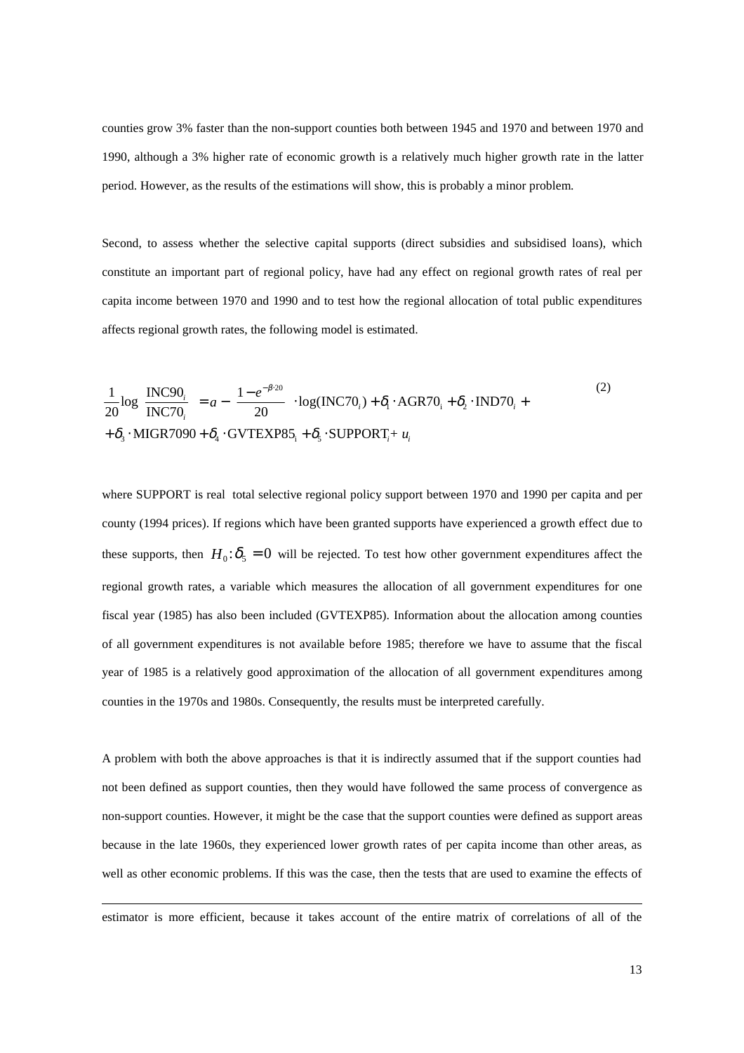counties grow 3% faster than the non-support counties both between 1945 and 1970 and between 1970 and 1990, although a 3% higher rate of economic growth is a relatively much higher growth rate in the latter period. However, as the results of the estimations will show, this is probably a minor problem.

Second, to assess whether the selective capital supports (direct subsidies and subsidised loans), which constitute an important part of regional policy, have had any effect on regional growth rates of real per capita income between 1970 and 1990 and to test how the regional allocation of total public expenditures affects regional growth rates, the following model is estimated.

$$\frac{1}{20}\log\left(\frac{\text{INC90}_i}{\text{INC70}_i}\right) = a - \left(\frac{1-e^{-\beta\cdot 20}}{20}\right)\cdot\log(\text{INC70}_i) + \delta_1\cdot\text{AGR70}_i + \delta_2\cdot\text{IND70}_i + \\ + \delta_3\cdot\text{MIGR7090} + \delta_4\cdot\text{GVTEXP85}_i + \delta_5\cdot\text{SUPPORT}_i + u_i \tag{2}$$

where SUPPORT is real total selective regional policy support between 1970 and 1990 per capita and per county (1994 prices). If regions which have been granted supports have experienced a growth effect due to these supports, then $H_0\colon \delta_5 = 0$ will be rejected. To test how other government expenditures affect the regional growth rates, a variable which measures the allocation of all government expenditures for one fiscal year (1985) has also been included (GVTEXP85). Information about the allocation among counties of all government expenditures is not available before 1985; therefore we have to assume that the fiscal year of 1985 is a relatively good approximation of the allocation of all government expenditures among counties in the 1970s and 1980s. Consequently, the results must be interpreted carefully.

A problem with both the above approaches is that it is indirectly assumed that if the support counties had not been defined as support counties, then they would have followed the same process of convergence as non-support counties. However, it might be the case that the support counties were defined as support areas because in the late 1960s, they experienced lower growth rates of per capita income than other areas, as well as other economic problems. If this was the case, then the tests that are used to examine the effects of

---

estimator is more efficient, because it takes account of the entire matrix of correlations of all of the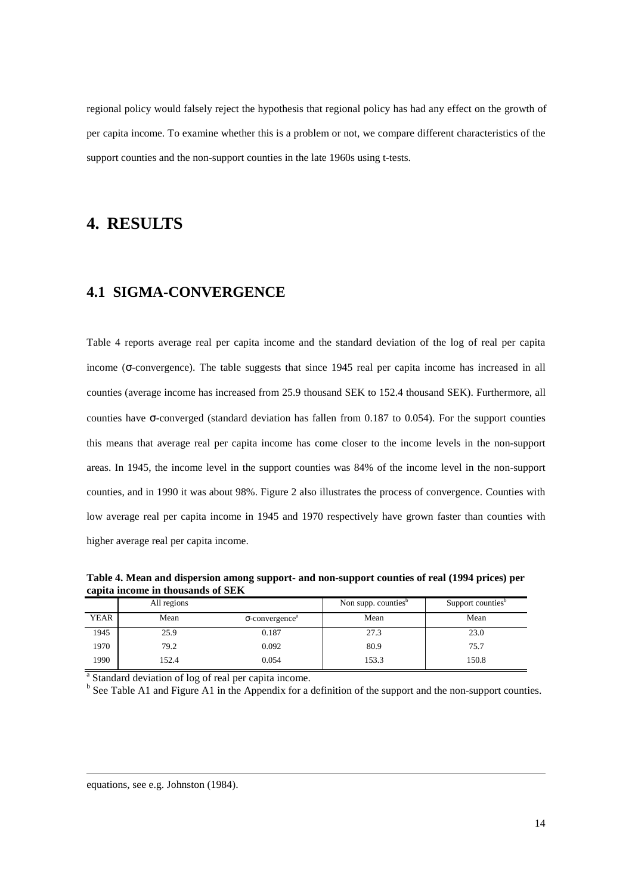regional policy would falsely reject the hypothesis that regional policy has had any effect on the growth of per capita income. To examine whether this is a problem or not, we compare different characteristics of the support counties and the non-support counties in the late 1960s using t-tests.

# 4. RESULTS

## 4.1 SIGMA-CONVERGENCE

Table 4 reports average real per capita income and the standard deviation of the log of real per capita income ($\sigma$-convergence). The table suggests that since 1945 real per capita income has increased in all counties (average income has increased from 25.9 thousand SEK to 152.4 thousand SEK). Furthermore, all counties have $\sigma$-converged (standard deviation has fallen from 0.187 to 0.054). For the support counties this means that average real per capita income has come closer to the income levels in the non-support areas. In 1945, the income level in the support counties was 84% of the income level in the non-support counties, and in 1990 it was about 98%. Figure 2 also illustrates the process of convergence. Counties with low average real per capita income in 1945 and 1970 respectively have grown faster than counties with higher average real per capita income.

**Table 4. Mean and dispersion among support- and non-support counties of real (1994 prices) per capita income in thousands of SEK**

| | All regions | | Non supp. counties[b] | Support counties[b] |
|---|---|---|---|---|
| YEAR | Mean | $\sigma$-convergence[a] | Mean | Mean |
| 1945 | 25.9 | 0.187 | 27.3 | 23.0 |
| 1970 | 79.2 | 0.092 | 80.9 | 75.7 |
| 1990 | 152.4 | 0.054 | 153.3 | 150.8 |

[a] Standard deviation of log of real per capita income.
[b] See Table A1 and Figure A1 in the Appendix for a definition of the support and the non-support counties.

equations, see e.g. Johnston (1984).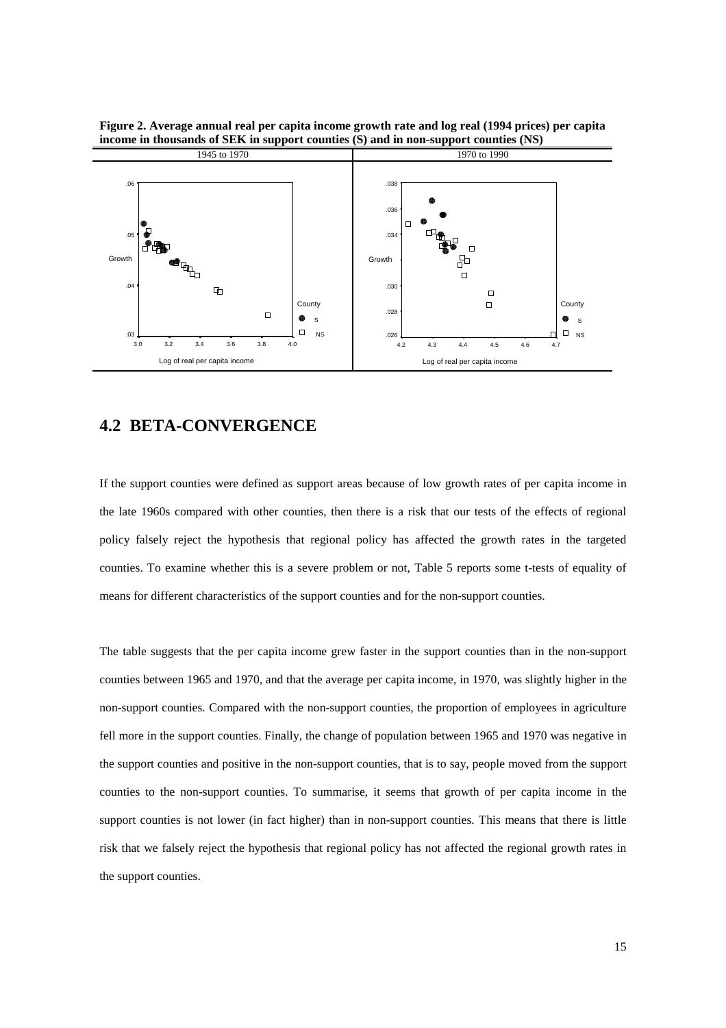**Figure 2. Average annual real per capita income growth rate and log real (1994 prices) per capita income in thousands of SEK in support counties (S) and in non-support counties (NS)**

## 4.2 BETA-CONVERGENCE

If the support counties were defined as support areas because of low growth rates of per capita income in the late 1960s compared with other counties, then there is a risk that our tests of the effects of regional policy falsely reject the hypothesis that regional policy has affected the growth rates in the targeted counties. To examine whether this is a severe problem or not, Table 5 reports some t-tests of equality of means for different characteristics of the support counties and for the non-support counties.

The table suggests that the per capita income grew faster in the support counties than in the non-support counties between 1965 and 1970, and that the average per capita income, in 1970, was slightly higher in the non-support counties. Compared with the non-support counties, the proportion of employees in agriculture fell more in the support counties. Finally, the change of population between 1965 and 1970 was negative in the support counties and positive in the non-support counties, that is to say, people moved from the support counties to the non-support counties. To summarise, it seems that growth of per capita income in the support counties is not lower (in fact higher) than in non-support counties. This means that there is little risk that we falsely reject the hypothesis that regional policy has not affected the regional growth rates in the support counties.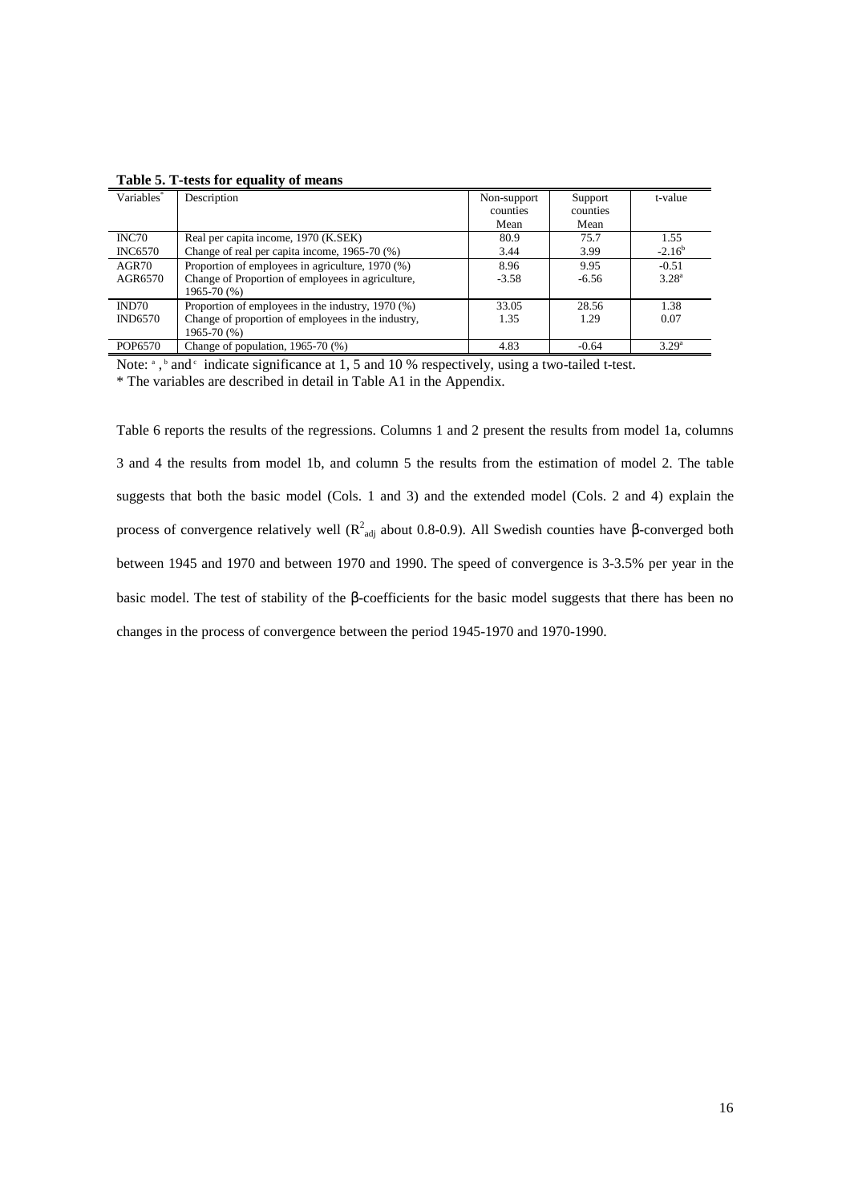**Table 5. T-tests for equality of means**

| Variables* | Description | Non-support counties Mean | Support counties Mean | t-value |
|---|---|---|---|---|
| INC70 | Real per capita income, 1970 (K.SEK) | 80.9 | 75.7 | 1.55 |
| INC6570 | Change of real per capita income, 1965-70 (%) | 3.44 | 3.99 | -2.16[b] |
| AGR70 | Proportion of employees in agriculture, 1970 (%) | 8.96 | 9.95 | -0.51 |
| AGR6570 | Change of Proportion of employees in agriculture, 1965-70 (%) | -3.58 | -6.56 | 3.28[a] |
| IND70 | Proportion of employees in the industry, 1970 (%) | 33.05 | 28.56 | 1.38 |
| IND6570 | Change of proportion of employees in the industry, 1965-70 (%) | 1.35 | 1.29 | 0.07 |
| POP6570 | Change of population, 1965-70 (%) | 4.83 | -0.64 | 3.29[a] |

Note: [a], [b] and [c] indicate significance at 1, 5 and 10 % respectively, using a two-tailed t-test.

\* The variables are described in detail in Table A1 in the Appendix.

Table 6 reports the results of the regressions. Columns 1 and 2 present the results from model 1a, columns 3 and 4 the results from model 1b, and column 5 the results from the estimation of model 2. The table suggests that both the basic model (Cols. 1 and 3) and the extended model (Cols. 2 and 4) explain the process of convergence relatively well ($R^2_{adj}$ about 0.8-0.9). All Swedish counties have $\beta$-converged both between 1945 and 1970 and between 1970 and 1990. The speed of convergence is 3-3.5% per year in the basic model. The test of stability of the $\beta$-coefficients for the basic model suggests that there has been no changes in the process of convergence between the period 1945-1970 and 1970-1990.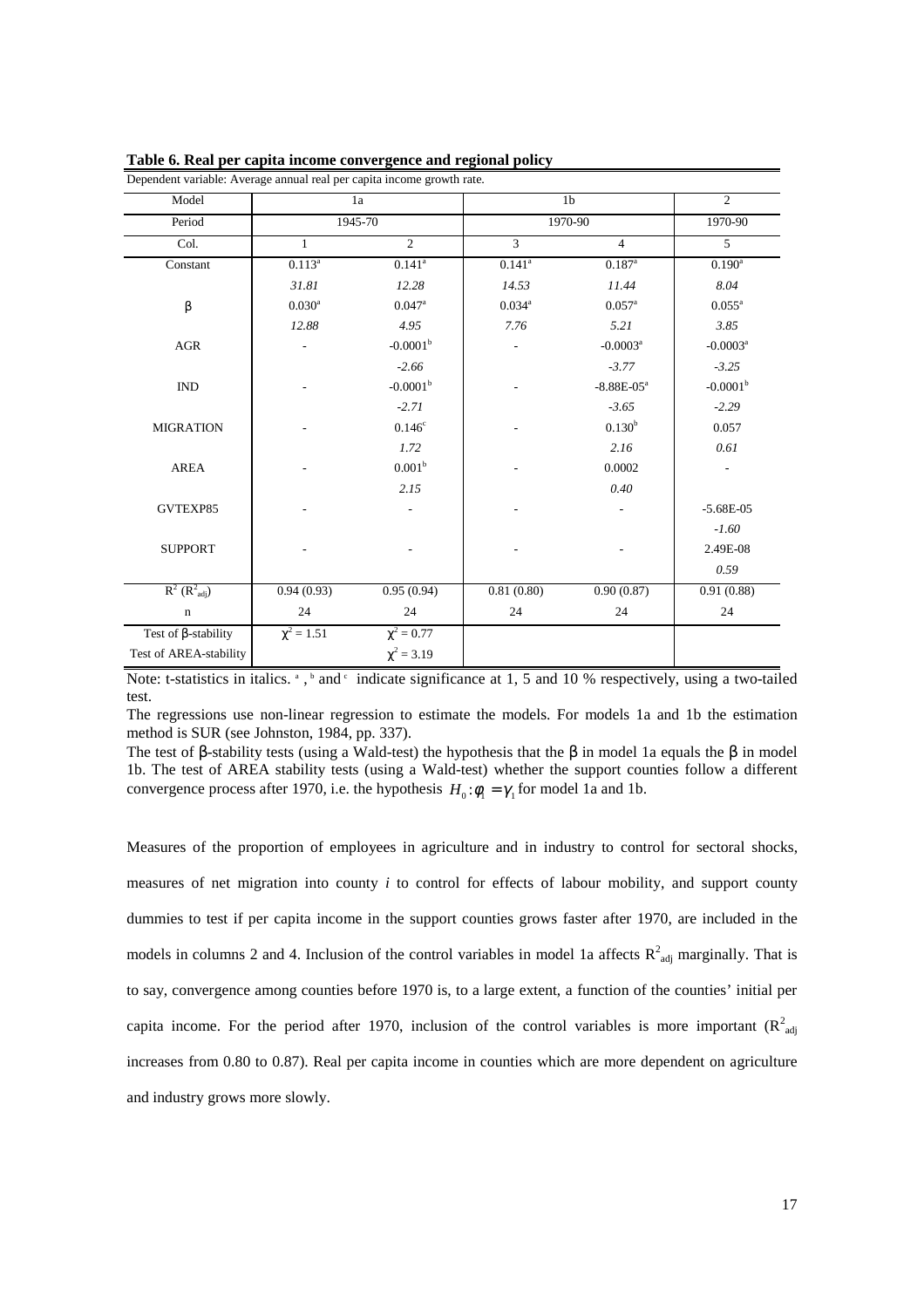**Table 6. Real per capita income convergence and regional policy**

Dependent variable: Average annual real per capita income growth rate.

| Model | 1a | | 1b | | 2 |
|---|---|---|---|---|---|
| Period | 1945-70 | | 1970-90 | | 1970-90 |
| Col. | 1 | 2 | 3 | 4 | 5 |
| Constant | 0.113[a] | 0.141[a] | 0.141[a] | 0.187[a] | 0.190[a] |
| | *31.81* | *12.28* | *14.53* | *11.44* | *8.04* |
| β | 0.030[a] | 0.047[a] | 0.034[a] | 0.057[a] | 0.055[a] |
| | *12.88* | *4.95* | *7.76* | *5.21* | *3.85* |
| AGR | - | -0.0001[b] | - | -0.0003[a] | -0.0003[a] |
| | | *-2.66* | | *-3.77* | *-3.25* |
| IND | - | -0.0001[b] | - | -8.88E-05[a] | -0.0001[b] |
| | | *-2.71* | | *-3.65* | *-2.29* |
| MIGRATION | - | 0.146[c] | - | 0.130[b] | 0.057 |
| | | *1.72* | | *2.16* | *0.61* |
| AREA | - | 0.001[b] | - | 0.0002 | - |
| | | *2.15* | | *0.40* | |
| GVTEXP85 | - | - | - | - | -5.68E-05 |
| | | | | | *-1.60* |
| SUPPORT | - | - | - | - | 2.49E-08 |
| | | | | | *0.59* |
| $R^2$ ($R^2_{adj}$) | 0.94 (0.93) | 0.95 (0.94) | 0.81 (0.80) | 0.90 (0.87) | 0.91 (0.88) |
| n | 24 | 24 | 24 | 24 | 24 |
| Test of β-stability | $\chi^2 = 1.51$ | $\chi^2 = 0.77$ | | | |
| Test of AREA-stability | | $\chi^2 = 3.19$ | | | |

Note: t-statistics in italics. [a], [b] and [c] indicate significance at 1, 5 and 10 % respectively, using a two-tailed test.

The regressions use non-linear regression to estimate the models. For models 1a and 1b the estimation method is SUR (see Johnston, 1984, pp. 337).

The test of β-stability tests (using a Wald-test) the hypothesis that the β in model 1a equals the β in model 1b. The test of AREA stability tests (using a Wald-test) whether the support counties follow a different convergence process after 1970, i.e. the hypothesis $H_0: \phi_1 = \gamma_1$ for model 1a and 1b.

Measures of the proportion of employees in agriculture and in industry to control for sectoral shocks, measures of net migration into county *i* to control for effects of labour mobility, and support county dummies to test if per capita income in the support counties grows faster after 1970, are included in the models in columns 2 and 4. Inclusion of the control variables in model 1a affects $R^2_{adj}$ marginally. That is to say, convergence among counties before 1970 is, to a large extent, a function of the counties' initial per capita income. For the period after 1970, inclusion of the control variables is more important ($R^2_{adj}$ increases from 0.80 to 0.87). Real per capita income in counties which are more dependent on agriculture and industry grows more slowly.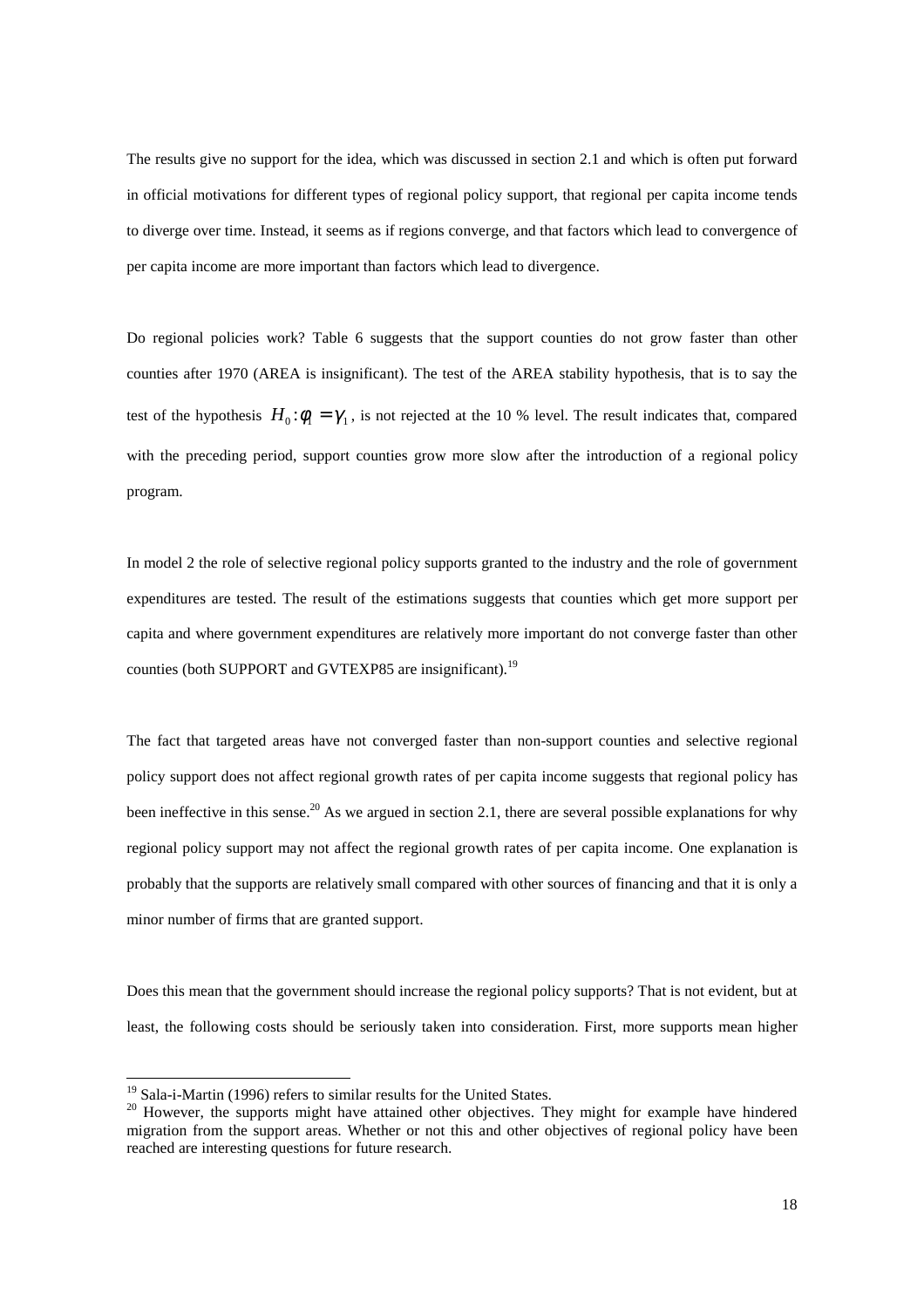The results give no support for the idea, which was discussed in section 2.1 and which is often put forward in official motivations for different types of regional policy support, that regional per capita income tends to diverge over time. Instead, it seems as if regions converge, and that factors which lead to convergence of per capita income are more important than factors which lead to divergence.

Do regional policies work? Table 6 suggests that the support counties do not grow faster than other counties after 1970 (AREA is insignificant). The test of the AREA stability hypothesis, that is to say the test of the hypothesis $H_0 : \phi_1 = \gamma_1$, is not rejected at the 10 % level. The result indicates that, compared with the preceding period, support counties grow more slow after the introduction of a regional policy program.

In model 2 the role of selective regional policy supports granted to the industry and the role of government expenditures are tested. The result of the estimations suggests that counties which get more support per capita and where government expenditures are relatively more important do not converge faster than other counties (both SUPPORT and GVTEXP85 are insignificant).[19]

The fact that targeted areas have not converged faster than non-support counties and selective regional policy support does not affect regional growth rates of per capita income suggests that regional policy has been ineffective in this sense.[20] As we argued in section 2.1, there are several possible explanations for why regional policy support may not affect the regional growth rates of per capita income. One explanation is probably that the supports are relatively small compared with other sources of financing and that it is only a minor number of firms that are granted support.

Does this mean that the government should increase the regional policy supports? That is not evident, but at least, the following costs should be seriously taken into consideration. First, more supports mean higher

---

[19] Sala-i-Martin (1996) refers to similar results for the United States.

[20] However, the supports might have attained other objectives. They might for example have hindered migration from the support areas. Whether or not this and other objectives of regional policy have been reached are interesting questions for future research.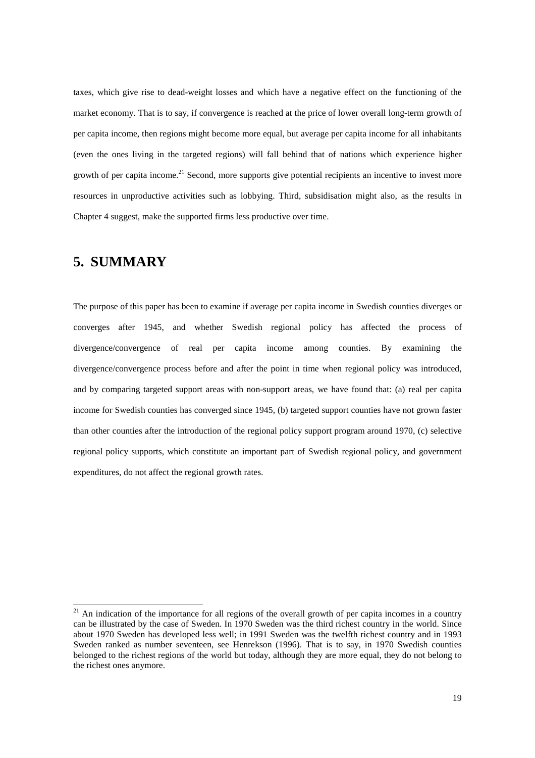taxes, which give rise to dead-weight losses and which have a negative effect on the functioning of the market economy. That is to say, if convergence is reached at the price of lower overall long-term growth of per capita income, then regions might become more equal, but average per capita income for all inhabitants (even the ones living in the targeted regions) will fall behind that of nations which experience higher growth of per capita income.[21] Second, more supports give potential recipients an incentive to invest more resources in unproductive activities such as lobbying. Third, subsidisation might also, as the results in Chapter 4 suggest, make the supported firms less productive over time.

# 5. SUMMARY

The purpose of this paper has been to examine if average per capita income in Swedish counties diverges or converges after 1945, and whether Swedish regional policy has affected the process of divergence/convergence of real per capita income among counties. By examining the divergence/convergence process before and after the point in time when regional policy was introduced, and by comparing targeted support areas with non-support areas, we have found that: (a) real per capita income for Swedish counties has converged since 1945, (b) targeted support counties have not grown faster than other counties after the introduction of the regional policy support program around 1970, (c) selective regional policy supports, which constitute an important part of Swedish regional policy, and government expenditures, do not affect the regional growth rates.

---

[21] An indication of the importance for all regions of the overall growth of per capita incomes in a country can be illustrated by the case of Sweden. In 1970 Sweden was the third richest country in the world. Since about 1970 Sweden has developed less well; in 1991 Sweden was the twelfth richest country and in 1993 Sweden ranked as number seventeen, see Henrekson (1996). That is to say, in 1970 Swedish counties belonged to the richest regions of the world but today, although they are more equal, they do not belong to the richest ones anymore.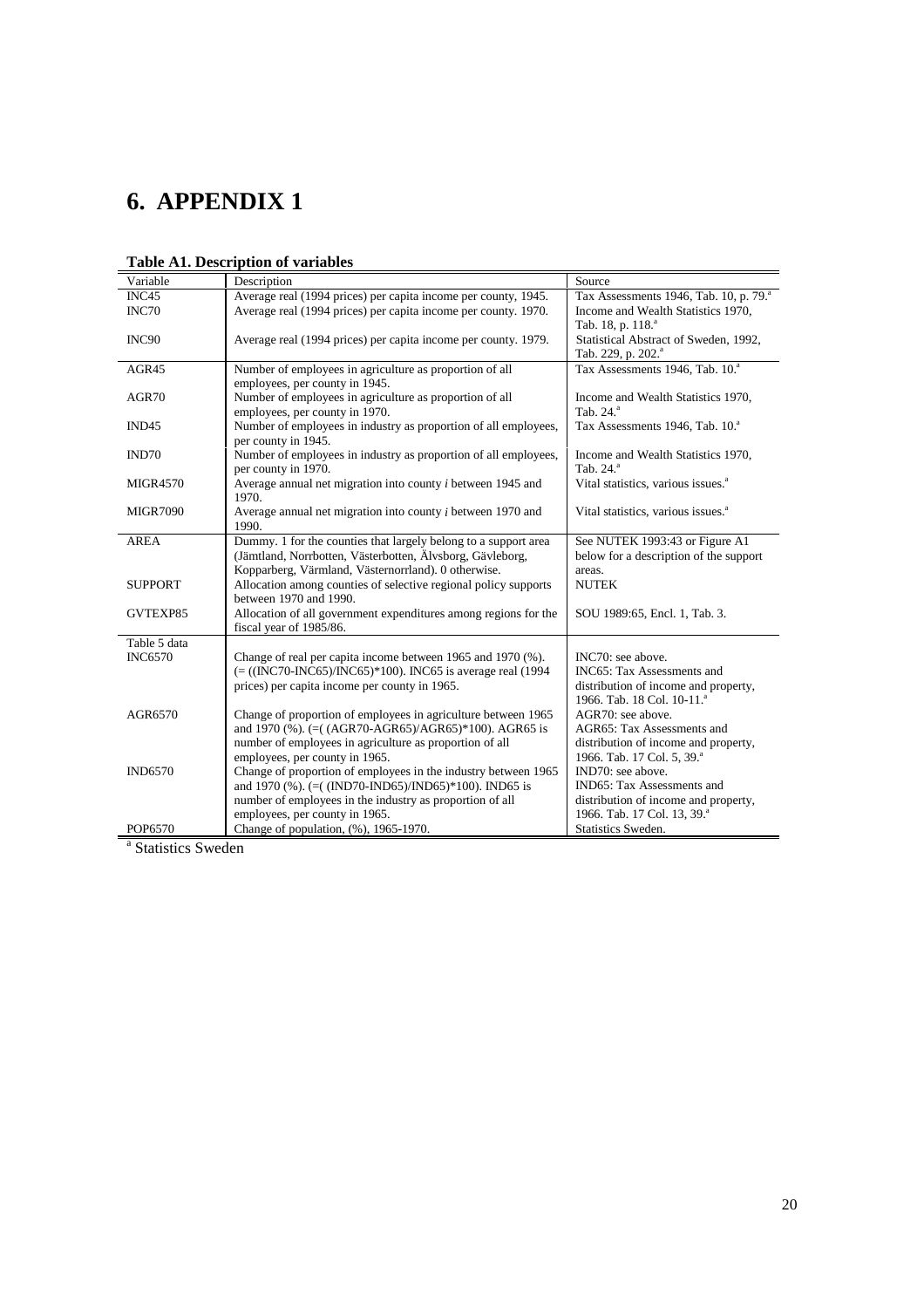# 6. APPENDIX 1

**Table A1. Description of variables**

| Variable | Description | Source |
|---|---|---|
| INC45 | Average real (1994 prices) per capita income per county, 1945. | Tax Assessments 1946, Tab. 10, p. 79.[a] |
| INC70 | Average real (1994 prices) per capita income per county. 1970. | Income and Wealth Statistics 1970, Tab. 18, p. 118.[a] |
| INC90 | Average real (1994 prices) per capita income per county. 1979. | Statistical Abstract of Sweden, 1992, Tab. 229, p. 202.[a] |
| AGR45 | Number of employees in agriculture as proportion of all employees, per county in 1945. | Tax Assessments 1946, Tab. 10.[a] |
| AGR70 | Number of employees in agriculture as proportion of all employees, per county in 1970. | Income and Wealth Statistics 1970, Tab. 24.[a] |
| IND45 | Number of employees in industry as proportion of all employees, per county in 1945. | Tax Assessments 1946, Tab. 10.[a] |
| IND70 | Number of employees in industry as proportion of all employees, per county in 1970. | Income and Wealth Statistics 1970, Tab. 24.[a] |
| MIGR4570 | Average annual net migration into county *i* between 1945 and 1970. | Vital statistics, various issues.[a] |
| MIGR7090 | Average annual net migration into county *i* between 1970 and 1990. | Vital statistics, various issues.[a] |
| AREA | Dummy. 1 for the counties that largely belong to a support area (Jämtland, Norrbotten, Västerbotten, Älvsborg, Gävleborg, Kopparberg, Värmland, Västernorrland). 0 otherwise. | See NUTEK 1993:43 or Figure A1 below for a description of the support areas. |
| SUPPORT | Allocation among counties of selective regional policy supports between 1970 and 1990. | NUTEK |
| GVTEXP85 | Allocation of all government expenditures among regions for the fiscal year of 1985/86. | SOU 1989:65, Encl. 1, Tab. 3. |
| Table 5 data | | |
| INC6570 | Change of real per capita income between 1965 and 1970 (%). (= ((INC70-INC65)/INC65)*100). INC65 is average real (1994 prices) per capita income per county in 1965. | INC70: see above. INC65: Tax Assessments and distribution of income and property, 1966. Tab. 18 Col. 10-11.[a] |
| AGR6570 | Change of proportion of employees in agriculture between 1965 and 1970 (%). (=( (AGR70-AGR65)/AGR65)*100). AGR65 is number of employees in agriculture as proportion of all employees, per county in 1965. | AGR70: see above. AGR65: Tax Assessments and distribution of income and property, 1966. Tab. 17 Col. 5, 39.[a] |
| IND6570 | Change of proportion of employees in the industry between 1965 and 1970 (%). (=( (IND70-IND65)/IND65)*100). IND65 is number of employees in the industry as proportion of all employees, per county in 1965. | IND70: see above. IND65: Tax Assessments and distribution of income and property, 1966. Tab. 17 Col. 13, 39.[a] |
| POP6570 | Change of population, (%), 1965-1970. | Statistics Sweden. |

[a] Statistics Sweden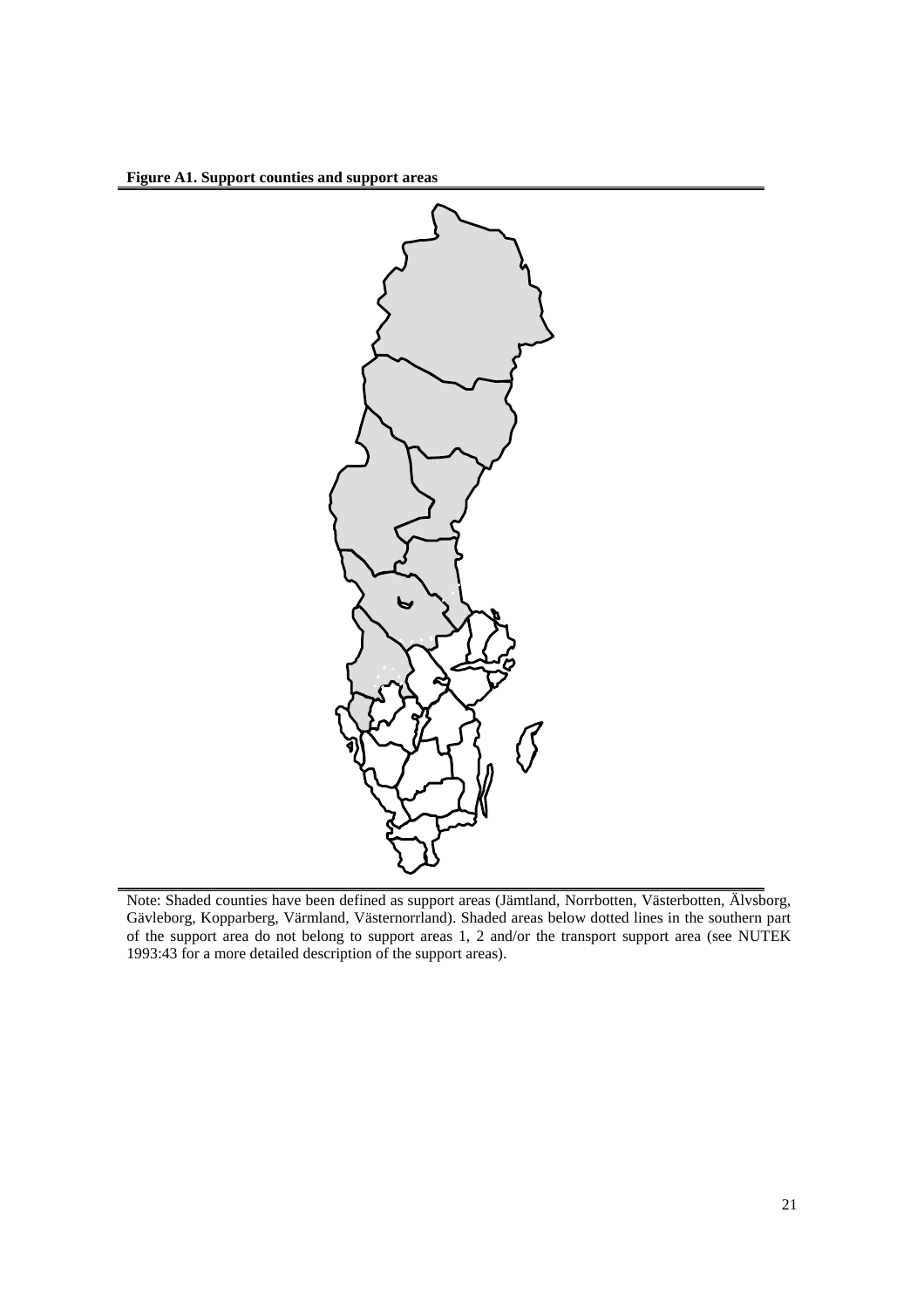**Figure A1. Support counties and support areas**

Note: Shaded counties have been defined as support areas (Jämtland, Norrbotten, Västerbotten, Älvsborg, Gävleborg, Kopparberg, Värmland, Västernorrland). Shaded areas below dotted lines in the southern part of the support area do not belong to support areas 1, 2 and/or the transport support area (see NUTEK 1993:43 for a more detailed description of the support areas).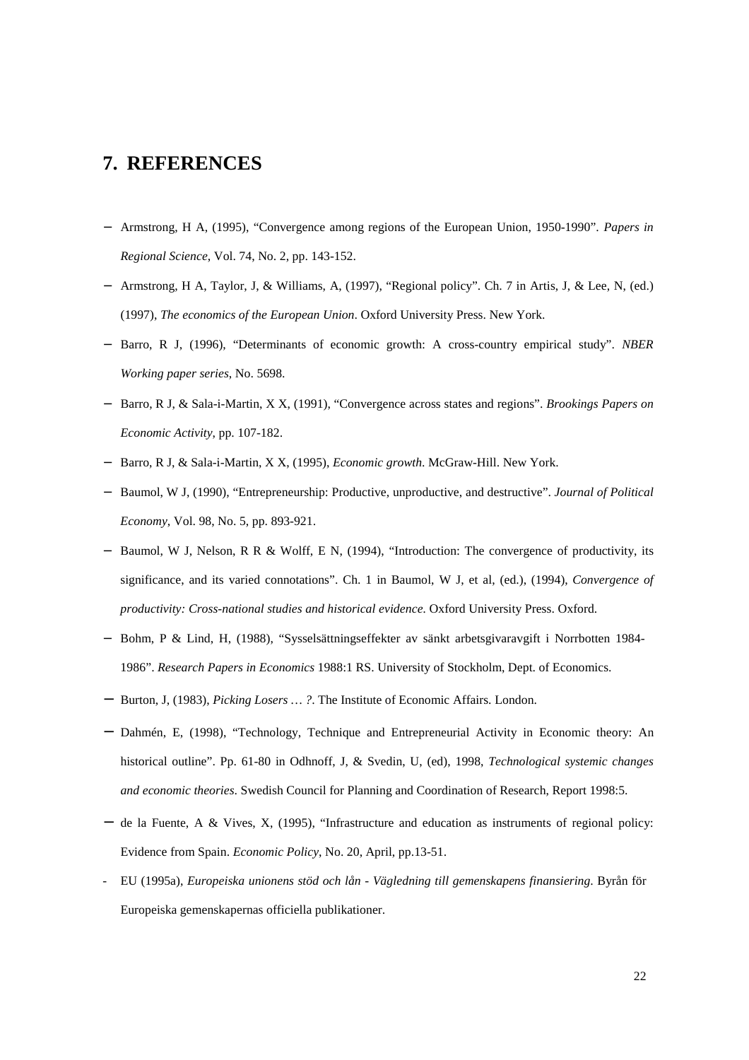# 7. REFERENCES

- Armstrong, H A, (1995), "Convergence among regions of the European Union, 1950-1990". *Papers in Regional Science*, Vol. 74, No. 2, pp. 143-152.
- Armstrong, H A, Taylor, J, & Williams, A, (1997), "Regional policy". Ch. 7 in Artis, J, & Lee, N, (ed.) (1997), *The economics of the European Union*. Oxford University Press. New York.
- Barro, R J, (1996), "Determinants of economic growth: A cross-country empirical study". *NBER Working paper series*, No. 5698.
- Barro, R J, & Sala-i-Martin, X X, (1991), "Convergence across states and regions". *Brookings Papers on Economic Activity*, pp. 107-182.
- Barro, R J, & Sala-i-Martin, X X, (1995), *Economic growth*. McGraw-Hill. New York.
- Baumol, W J, (1990), "Entrepreneurship: Productive, unproductive, and destructive". *Journal of Political Economy*, Vol. 98, No. 5, pp. 893-921.
- Baumol, W J, Nelson, R R & Wolff, E N, (1994), "Introduction: The convergence of productivity, its significance, and its varied connotations". Ch. 1 in Baumol, W J, et al, (ed.), (1994), *Convergence of productivity: Cross-national studies and historical evidence*. Oxford University Press. Oxford.
- Bohm, P & Lind, H, (1988), "Sysselsättningseffekter av sänkt arbetsgivaravgift i Norrbotten 1984-1986". *Research Papers in Economics* 1988:1 RS. University of Stockholm, Dept. of Economics.
- Burton, J, (1983), *Picking Losers … ?*. The Institute of Economic Affairs. London.
- Dahmén, E, (1998), "Technology, Technique and Entrepreneurial Activity in Economic theory: An historical outline". Pp. 61-80 in Odhnoff, J, & Svedin, U, (ed), 1998, *Technological systemic changes and economic theories*. Swedish Council for Planning and Coordination of Research, Report 1998:5.
- de la Fuente, A & Vives, X, (1995), "Infrastructure and education as instruments of regional policy: Evidence from Spain. *Economic Policy*, No. 20, April, pp.13-51.
- EU (1995a), *Europeiska unionens stöd och lån - Vägledning till gemenskapens finansiering*. Byrån för Europeiska gemenskapernas officiella publikationer.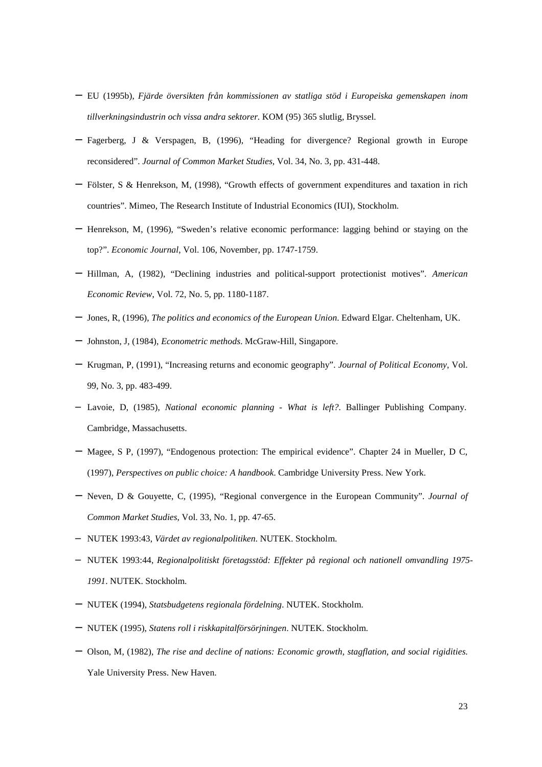- EU (1995b), *Fjärde översikten från kommissionen av statliga stöd i Europeiska gemenskapen inom tillverkningsindustrin och vissa andra sektorer.* KOM (95) 365 slutlig, Bryssel.
- Fagerberg, J & Verspagen, B, (1996), "Heading for divergence? Regional growth in Europe reconsidered". *Journal of Common Market Studies*, Vol. 34, No. 3, pp. 431-448.
- Fölster, S & Henrekson, M, (1998), "Growth effects of government expenditures and taxation in rich countries". Mimeo, The Research Institute of Industrial Economics (IUI), Stockholm.
- Henrekson, M, (1996), "Sweden's relative economic performance: lagging behind or staying on the top?". *Economic Journal*, Vol. 106, November, pp. 1747-1759.
- Hillman, A, (1982), "Declining industries and political-support protectionist motives". *American Economic Review*, Vol. 72, No. 5, pp. 1180-1187.
- Jones, R, (1996), *The politics and economics of the European Union*. Edward Elgar. Cheltenham, UK.
- Johnston, J, (1984), *Econometric methods*. McGraw-Hill, Singapore.
- Krugman, P, (1991), "Increasing returns and economic geography". *Journal of Political Economy*, Vol. 99, No. 3, pp. 483-499.
- Lavoie, D, (1985), *National economic planning - What is left?*. Ballinger Publishing Company. Cambridge, Massachusetts.
- Magee, S P, (1997), "Endogenous protection: The empirical evidence". Chapter 24 in Mueller, D C, (1997), *Perspectives on public choice: A handbook*. Cambridge University Press. New York.
- Neven, D & Gouyette, C, (1995), "Regional convergence in the European Community". *Journal of Common Market Studies*, Vol. 33, No. 1, pp. 47-65.
- NUTEK 1993:43, *Värdet av regionalpolitiken*. NUTEK. Stockholm.
- NUTEK 1993:44, *Regionalpolitiskt företagsstöd: Effekter på regional och nationell omvandling 1975-1991*. NUTEK. Stockholm.
- NUTEK (1994), *Statsbudgetens regionala fördelning*. NUTEK. Stockholm.
- NUTEK (1995), *Statens roll i riskkapitalförsörjningen*. NUTEK. Stockholm.
- Olson, M, (1982), *The rise and decline of nations: Economic growth, stagflation, and social rigidities.* Yale University Press. New Haven.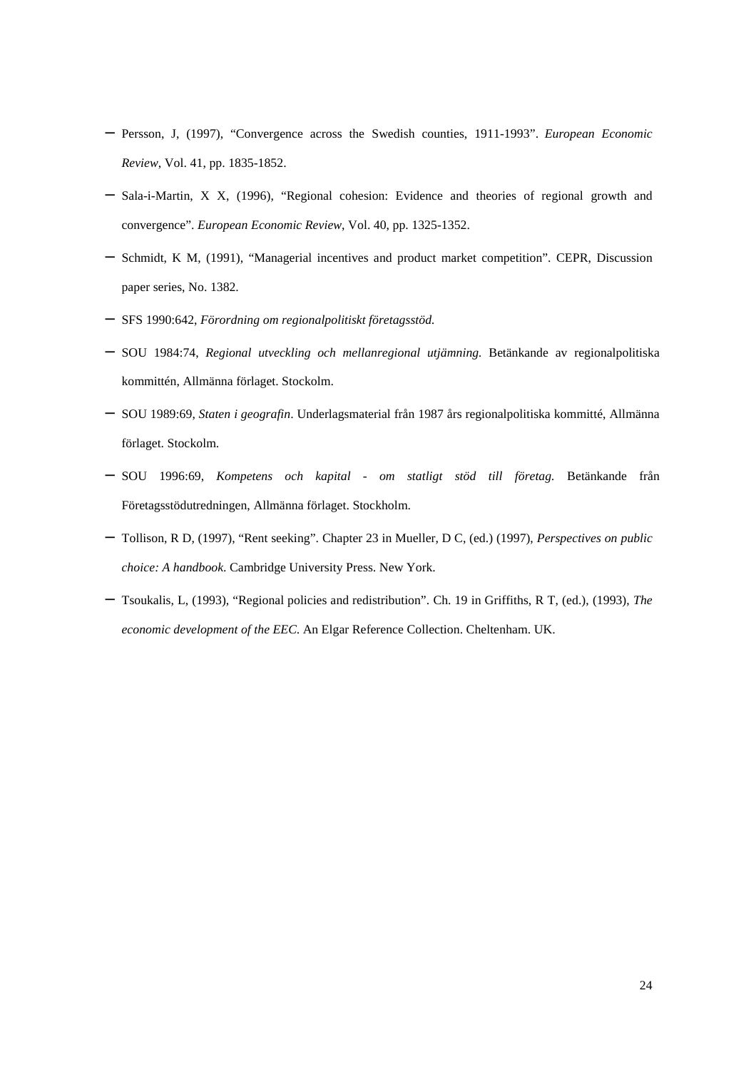- Persson, J, (1997), "Convergence across the Swedish counties, 1911-1993". *European Economic Review*, Vol. 41, pp. 1835-1852.
- Sala-i-Martin, X X, (1996), "Regional cohesion: Evidence and theories of regional growth and convergence". *European Economic Review*, Vol. 40, pp. 1325-1352.
- Schmidt, K M, (1991), "Managerial incentives and product market competition". CEPR, Discussion paper series, No. 1382.
- SFS 1990:642, *Förordning om regionalpolitiskt företagsstöd.*
- SOU 1984:74, *Regional utveckling och mellanregional utjämning.* Betänkande av regionalpolitiska kommittén, Allmänna förlaget. Stockolm.
- SOU 1989:69, *Staten i geografin*. Underlagsmaterial från 1987 års regionalpolitiska kommitté, Allmänna förlaget. Stockolm.
- SOU 1996:69, *Kompetens och kapital - om statligt stöd till företag.* Betänkande från Företagsstödutredningen, Allmänna förlaget. Stockholm.
- Tollison, R D, (1997), "Rent seeking". Chapter 23 in Mueller, D C, (ed.) (1997), *Perspectives on public choice: A handbook*. Cambridge University Press. New York.
- Tsoukalis, L, (1993), "Regional policies and redistribution". Ch. 19 in Griffiths, R T, (ed.), (1993), *The economic development of the EEC.* An Elgar Reference Collection. Cheltenham. UK.